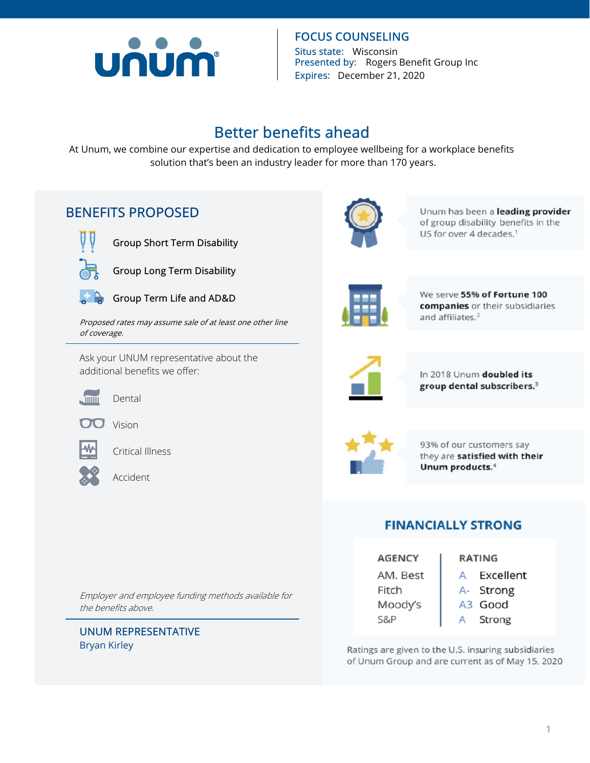unum

## FOCUS COUNSELING

Situs state: Wisconsin
Presented by: Rogers Benefit Group Inc
Expires: December 21, 2020

# Better benefits ahead

At Unum, we combine our expertise and dedication to employee wellbeing for a workplace benefits solution that's been an industry leader for more than 170 years.

## BENEFITS PROPOSED

- Group Short Term Disability
- Group Long Term Disability
- Group Term Life and AD&D

*Proposed rates may assume sale of at least one other line of coverage.*

Ask your UNUM representative about the additional benefits we offer:

- Dental
- Vision
- Critical Illness
- Accident

*Employer and employee funding methods available for the benefits above.*

### UNUM REPRESENTATIVE

Bryan Kirley

Unum has been a **leading provider** of group disability benefits in the US for over 4 decades.[1]

We serve **55% of Fortune 100 companies** or their subsidiaries and affiliates.[2]

In 2018 Unum **doubled its group dental subscribers.**[3]

93% of our customers say they are **satisfied with their Unum products.**[4]

## FINANCIALLY STRONG

| AGENCY | RATING | |
|---|---|---|
| AM. Best | A | Excellent |
| Fitch | A- | Strong |
| Moody's | A3 | Good |
| S&P | A | Strong |

Ratings are given to the U.S. insuring subsidiaries of Unum Group and are current as of May 15, 2020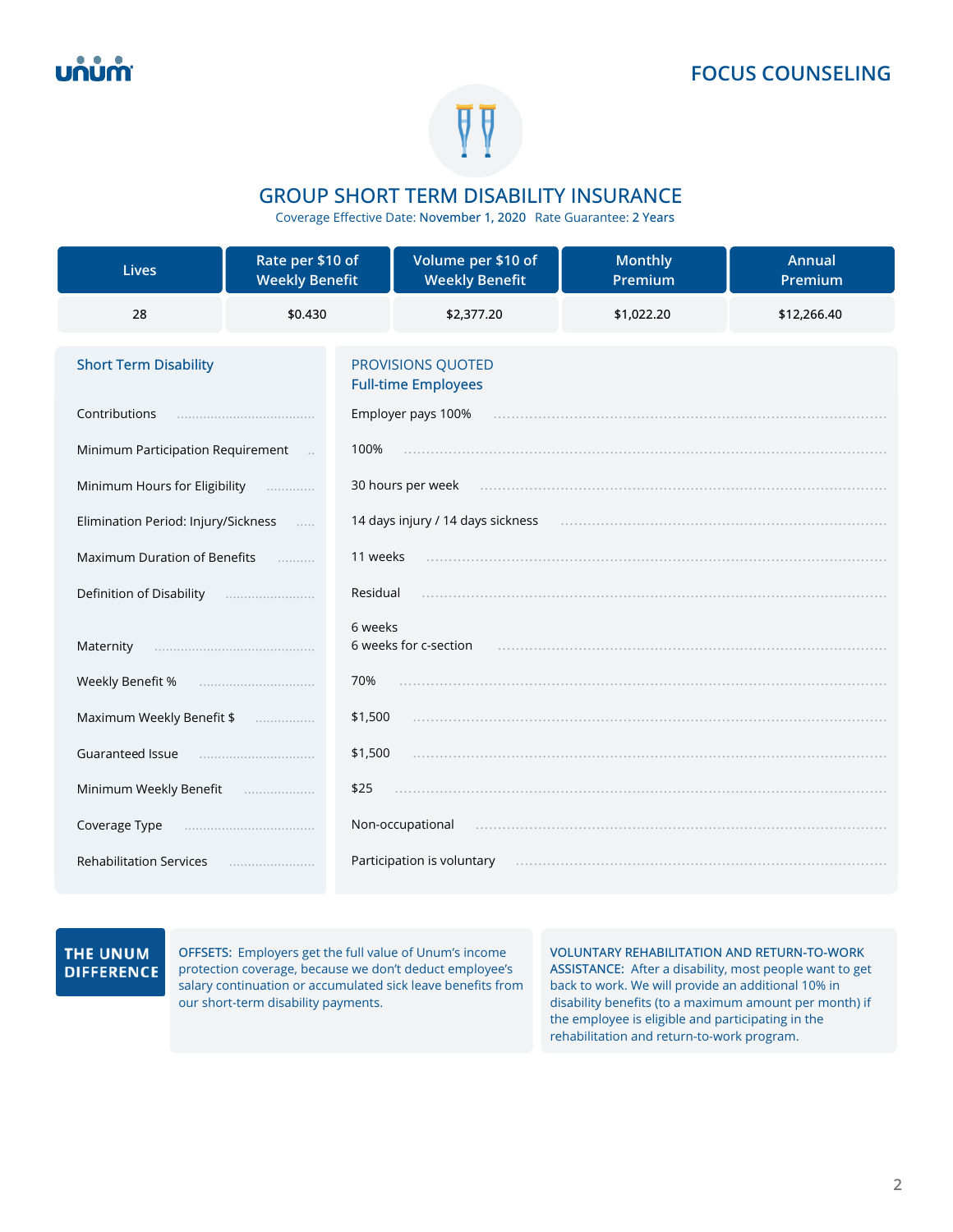FOCUS COUNSELING

# GROUP SHORT TERM DISABILITY INSURANCE

Coverage Effective Date: **November 1, 2020** Rate Guarantee: **2 Years**

| Lives | Rate per $10 of Weekly Benefit | Volume per $10 of Weekly Benefit | Monthly Premium | Annual Premium |
|---|---|---|---|---|
| 28 | $0.430 | $2,377.20 | $1,022.20 | $12,266.40 |

| Short Term Disability | PROVISIONS QUOTED<br>Full-time Employees |
|---|---|
| Contributions | Employer pays 100% |
| Minimum Participation Requirement | 100% |
| Minimum Hours for Eligibility | 30 hours per week |
| Elimination Period: Injury/Sickness | 14 days injury / 14 days sickness |
| Maximum Duration of Benefits | 11 weeks |
| Definition of Disability | Residual |
| Maternity | 6 weeks<br>6 weeks for c-section |
| Weekly Benefit % | 70% |
| Maximum Weekly Benefit $ | $1,500 |
| Guaranteed Issue | $1,500 |
| Minimum Weekly Benefit | $25 |
| Coverage Type | Non-occupational |
| Rehabilitation Services | Participation is voluntary |

**THE UNUM DIFFERENCE**

OFFSETS: Employers get the full value of Unum's income protection coverage, because we don't deduct employee's salary continuation or accumulated sick leave benefits from our short-term disability payments.

VOLUNTARY REHABILITATION AND RETURN-TO-WORK ASSISTANCE: After a disability, most people want to get back to work. We will provide an additional 10% in disability benefits (to a maximum amount per month) if the employee is eligible and participating in the rehabilitation and return-to-work program.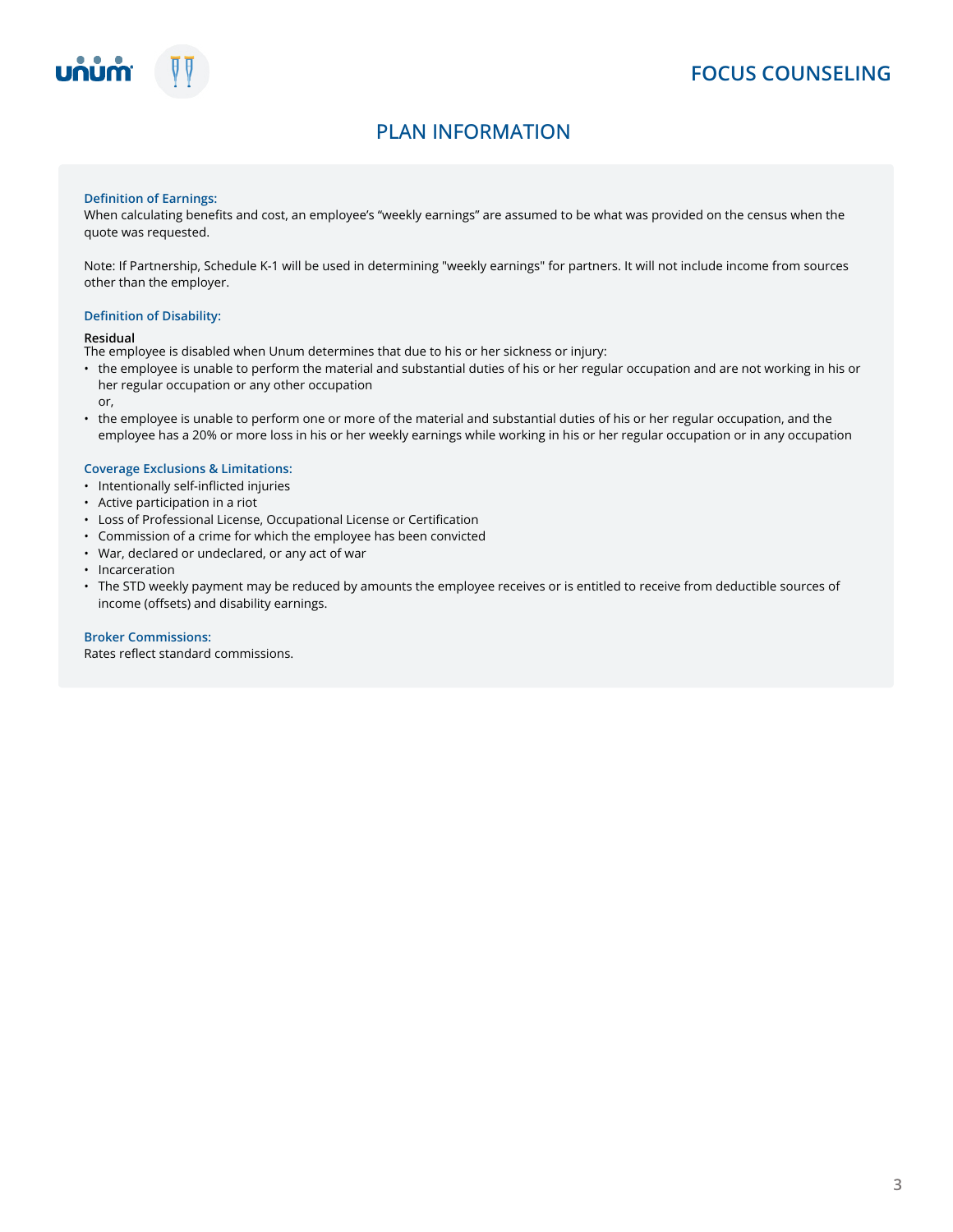# PLAN INFORMATION

### Definition of Earnings:

When calculating benefits and cost, an employee's "weekly earnings" are assumed to be what was provided on the census when the quote was requested.

Note: If Partnership, Schedule K-1 will be used in determining "weekly earnings" for partners. It will not include income from sources other than the employer.

### Definition of Disability:

**Residual**

The employee is disabled when Unum determines that due to his or her sickness or injury:

- the employee is unable to perform the material and substantial duties of his or her regular occupation and are not working in his or her regular occupation or any other occupation

  or,
- the employee is unable to perform one or more of the material and substantial duties of his or her regular occupation, and the employee has a 20% or more loss in his or her weekly earnings while working in his or her regular occupation or in any occupation

### Coverage Exclusions & Limitations:

- Intentionally self-inflicted injuries
- Active participation in a riot
- Loss of Professional License, Occupational License or Certification
- Commission of a crime for which the employee has been convicted
- War, declared or undeclared, or any act of war
- Incarceration
- The STD weekly payment may be reduced by amounts the employee receives or is entitled to receive from deductible sources of income (offsets) and disability earnings.

### Broker Commissions:

Rates reflect standard commissions.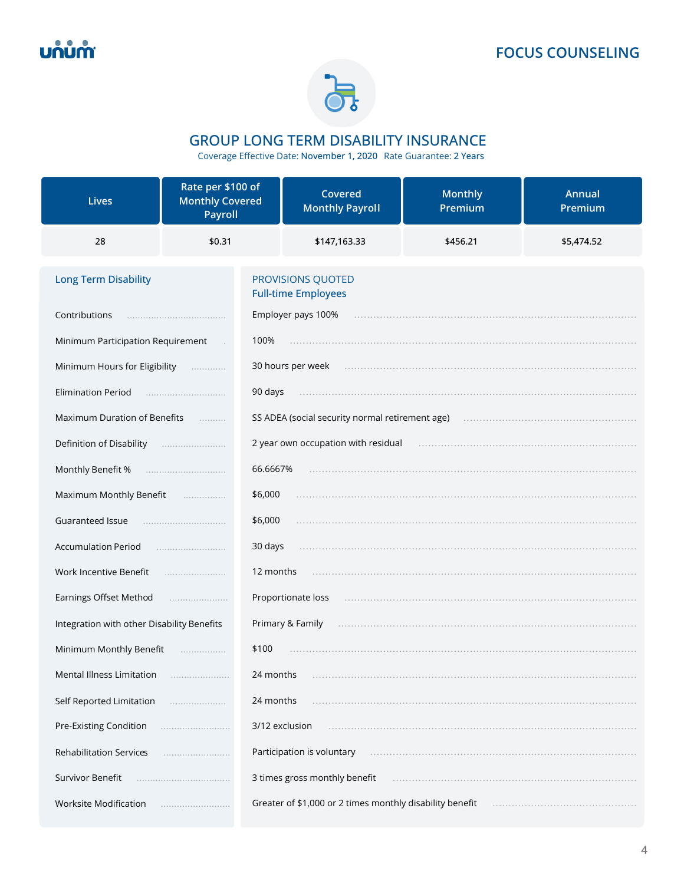**FOCUS COUNSELING**

# GROUP LONG TERM DISABILITY INSURANCE

Coverage Effective Date: **November 1, 2020** Rate Guarantee: **2 Years**

| Lives | Rate per $100 of Monthly Covered Payroll | Covered Monthly Payroll | Monthly Premium | Annual Premium |
|---|---|---|---|---|
| 28 | $0.31 | $147,163.33 | $456.21 | $5,474.52 |

| Long Term Disability | PROVISIONS QUOTED<br>Full-time Employees |
|---|---|
| Contributions | Employer pays 100% |
| Minimum Participation Requirement | 100% |
| Minimum Hours for Eligibility | 30 hours per week |
| Elimination Period | 90 days |
| Maximum Duration of Benefits | SS ADEA (social security normal retirement age) |
| Definition of Disability | 2 year own occupation with residual |
| Monthly Benefit % | 66.6667% |
| Maximum Monthly Benefit | $6,000 |
| Guaranteed Issue | $6,000 |
| Accumulation Period | 30 days |
| Work Incentive Benefit | 12 months |
| Earnings Offset Method | Proportionate loss |
| Integration with other Disability Benefits | Primary & Family |
| Minimum Monthly Benefit | $100 |
| Mental Illness Limitation | 24 months |
| Self Reported Limitation | 24 months |
| Pre-Existing Condition | 3/12 exclusion |
| Rehabilitation Services | Participation is voluntary |
| Survivor Benefit | 3 times gross monthly benefit |
| Worksite Modification | Greater of $1,000 or 2 times monthly disability benefit |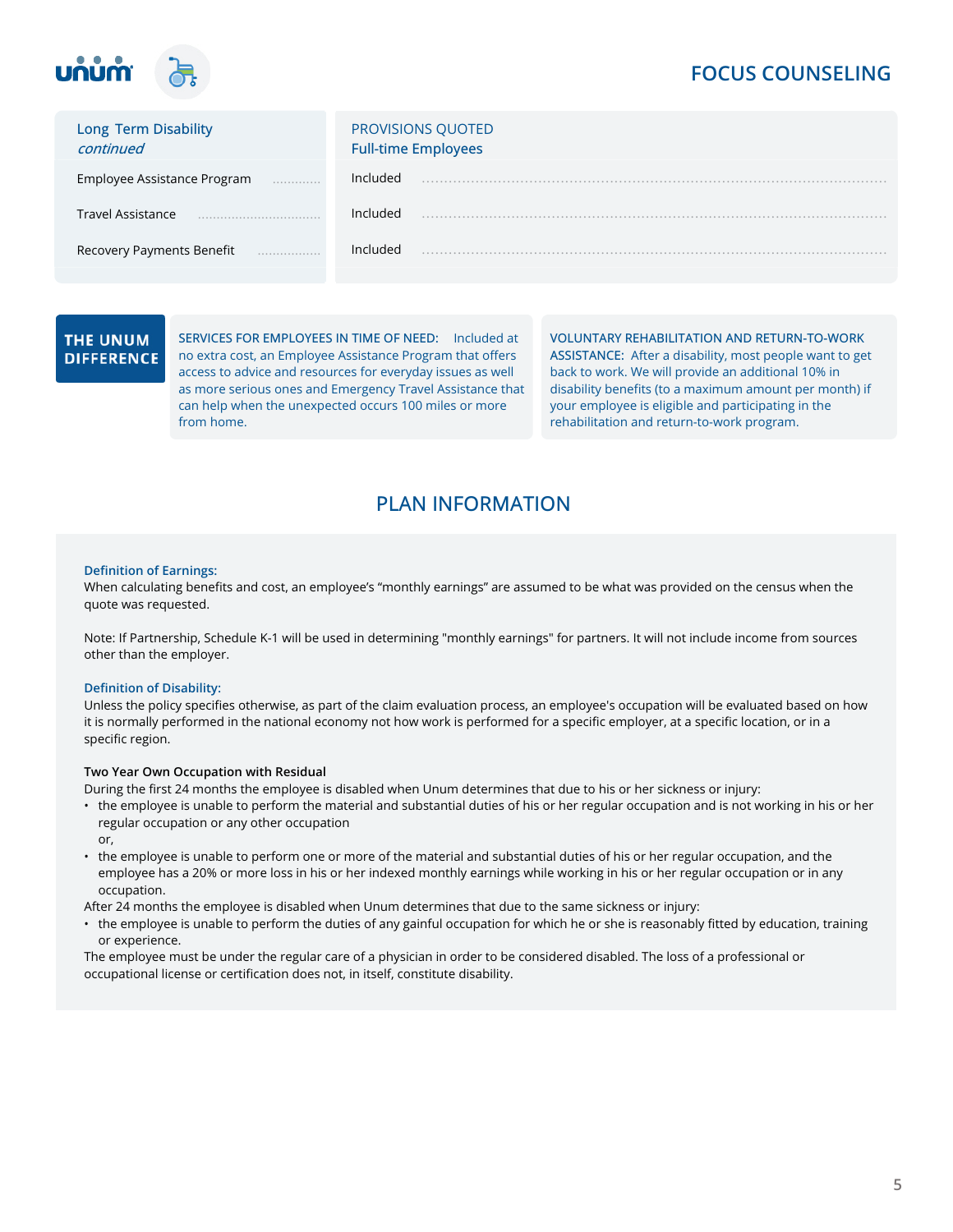| Long Term Disability *continued* | PROVISIONS QUOTED Full-time Employees |
|---|---|
| Employee Assistance Program | Included |
| Travel Assistance | Included |
| Recovery Payments Benefit | Included |

**THE UNUM DIFFERENCE**

SERVICES FOR EMPLOYEES IN TIME OF NEED: Included at no extra cost, an Employee Assistance Program that offers access to advice and resources for everyday issues as well as more serious ones and Emergency Travel Assistance that can help when the unexpected occurs 100 miles or more from home.

VOLUNTARY REHABILITATION AND RETURN-TO-WORK ASSISTANCE: After a disability, most people want to get back to work. We will provide an additional 10% in disability benefits (to a maximum amount per month) if your employee is eligible and participating in the rehabilitation and return-to-work program.

## PLAN INFORMATION

### Definition of Earnings:

When calculating benefits and cost, an employee's "monthly earnings" are assumed to be what was provided on the census when the quote was requested.

Note: If Partnership, Schedule K-1 will be used in determining "monthly earnings" for partners. It will not include income from sources other than the employer.

### Definition of Disability:

Unless the policy specifies otherwise, as part of the claim evaluation process, an employee's occupation will be evaluated based on how it is normally performed in the national economy not how work is performed for a specific employer, at a specific location, or in a specific region.

**Two Year Own Occupation with Residual**

During the first 24 months the employee is disabled when Unum determines that due to his or her sickness or injury:

- the employee is unable to perform the material and substantial duties of his or her regular occupation and is not working in his or her regular occupation or any other occupation

  or,
- the employee is unable to perform one or more of the material and substantial duties of his or her regular occupation, and the employee has a 20% or more loss in his or her indexed monthly earnings while working in his or her regular occupation or in any occupation.

After 24 months the employee is disabled when Unum determines that due to the same sickness or injury:

- the employee is unable to perform the duties of any gainful occupation for which he or she is reasonably fitted by education, training or experience.

The employee must be under the regular care of a physician in order to be considered disabled. The loss of a professional or occupational license or certification does not, in itself, constitute disability.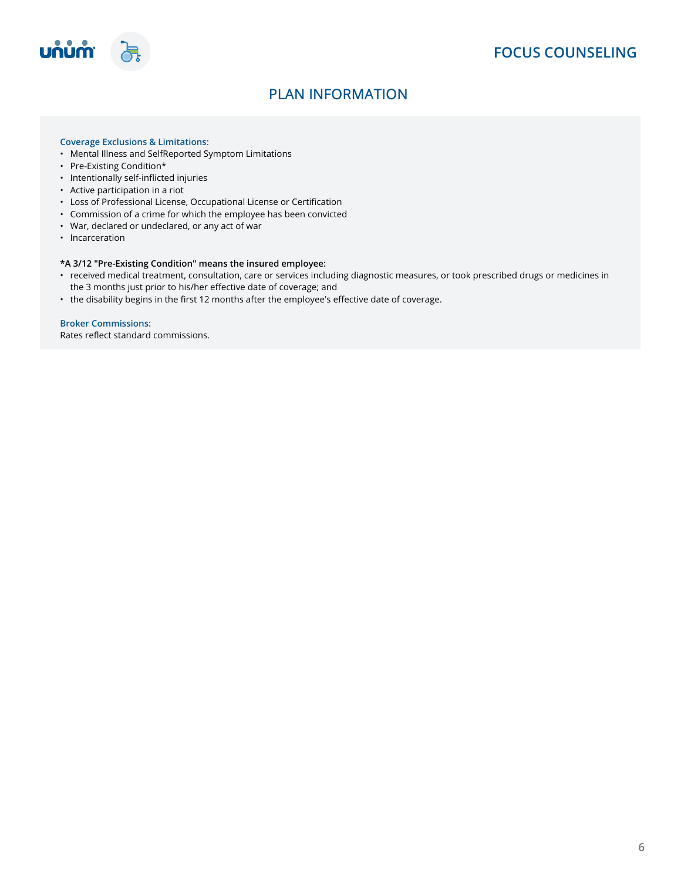# FOCUS COUNSELING

## PLAN INFORMATION

**Coverage Exclusions & Limitations:**

- Mental Illness and SelfReported Symptom Limitations
- Pre-Existing Condition*
- Intentionally self-inflicted injuries
- Active participation in a riot
- Loss of Professional License, Occupational License or Certification
- Commission of a crime for which the employee has been convicted
- War, declared or undeclared, or any act of war
- Incarceration

***A 3/12 "Pre-Existing Condition" means the insured employee:**

- received medical treatment, consultation, care or services including diagnostic measures, or took prescribed drugs or medicines in the 3 months just prior to his/her effective date of coverage; and
- the disability begins in the first 12 months after the employee's effective date of coverage.

**Broker Commissions:**

Rates reflect standard commissions.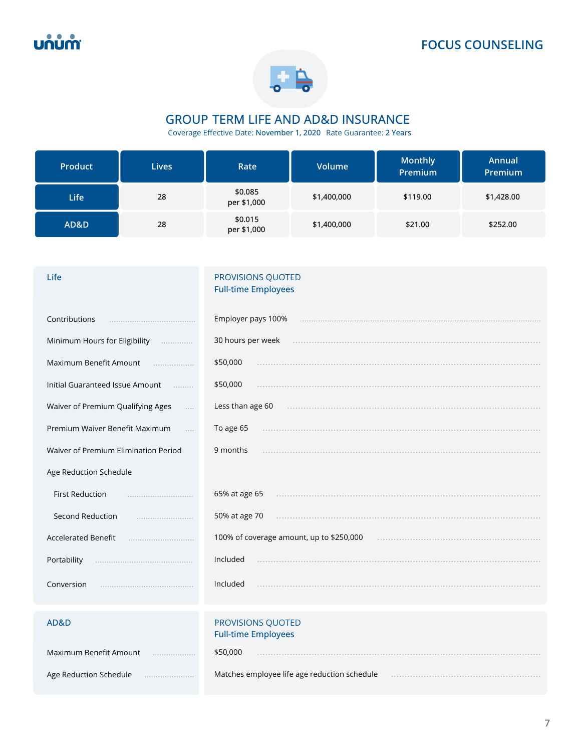FOCUS COUNSELING

# GROUP TERM LIFE AND AD&D INSURANCE

Coverage Effective Date: **November 1, 2020** Rate Guarantee: **2 Years**

| Product | Lives | Rate | Volume | Monthly Premium | Annual Premium |
|---|---|---|---|---|---|
| Life | 28 | $0.085 per $1,000 | $1,400,000 | $119.00 | $1,428.00 |
| AD&D | 28 | $0.015 per $1,000 | $1,400,000 | $21.00 | $252.00 |

## Life

| Life | PROVISIONS QUOTED Full-time Employees |
|---|---|
| Contributions | Employer pays 100% |
| Minimum Hours for Eligibility | 30 hours per week |
| Maximum Benefit Amount | $50,000 |
| Initial Guaranteed Issue Amount | $50,000 |
| Waiver of Premium Qualifying Ages | Less than age 60 |
| Premium Waiver Benefit Maximum | To age 65 |
| Waiver of Premium Elimination Period | 9 months |
| Age Reduction Schedule | |
| First Reduction | 65% at age 65 |
| Second Reduction | 50% at age 70 |
| Accelerated Benefit | 100% of coverage amount, up to $250,000 |
| Portability | Included |
| Conversion | Included |

## AD&D

| AD&D | PROVISIONS QUOTED Full-time Employees |
|---|---|
| Maximum Benefit Amount | $50,000 |
| Age Reduction Schedule | Matches employee life age reduction schedule |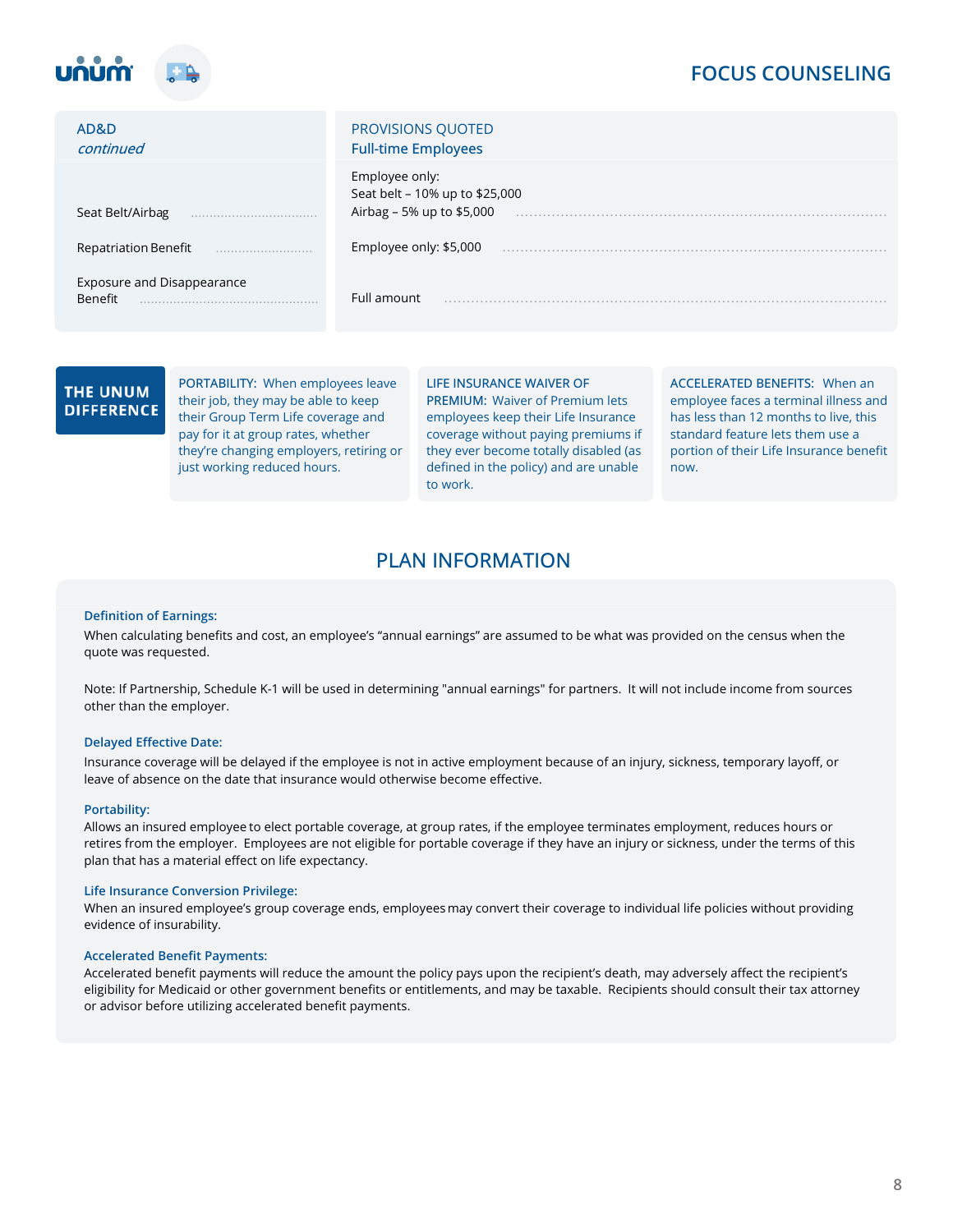| AD&D *continued* | PROVISIONS QUOTED Full-time Employees |
|---|---|
| Seat Belt/Airbag | Employee only:<br>Seat belt – 10% up to $25,000<br>Airbag – 5% up to $5,000 |
| Repatriation Benefit | Employee only: $5,000 |
| Exposure and Disappearance Benefit | Full amount |

**THE UNUM DIFFERENCE**

PORTABILITY: When employees leave their job, they may be able to keep their Group Term Life coverage and pay for it at group rates, whether they're changing employers, retiring or just working reduced hours.

LIFE INSURANCE WAIVER OF PREMIUM: Waiver of Premium lets employees keep their Life Insurance coverage without paying premiums if they ever become totally disabled (as defined in the policy) and are unable to work.

ACCELERATED BENEFITS: When an employee faces a terminal illness and has less than 12 months to live, this standard feature lets them use a portion of their Life Insurance benefit now.

## PLAN INFORMATION

### Definition of Earnings:

When calculating benefits and cost, an employee's "annual earnings" are assumed to be what was provided on the census when the quote was requested.

Note: If Partnership, Schedule K-1 will be used in determining "annual earnings" for partners. It will not include income from sources other than the employer.

### Delayed Effective Date:

Insurance coverage will be delayed if the employee is not in active employment because of an injury, sickness, temporary layoff, or leave of absence on the date that insurance would otherwise become effective.

### Portability:

Allows an insured employee to elect portable coverage, at group rates, if the employee terminates employment, reduces hours or retires from the employer. Employees are not eligible for portable coverage if they have an injury or sickness, under the terms of this plan that has a material effect on life expectancy.

### Life Insurance Conversion Privilege:

When an insured employee's group coverage ends, employees may convert their coverage to individual life policies without providing evidence of insurability.

### Accelerated Benefit Payments:

Accelerated benefit payments will reduce the amount the policy pays upon the recipient's death, may adversely affect the recipient's eligibility for Medicaid or other government benefits or entitlements, and may be taxable. Recipients should consult their tax attorney or advisor before utilizing accelerated benefit payments.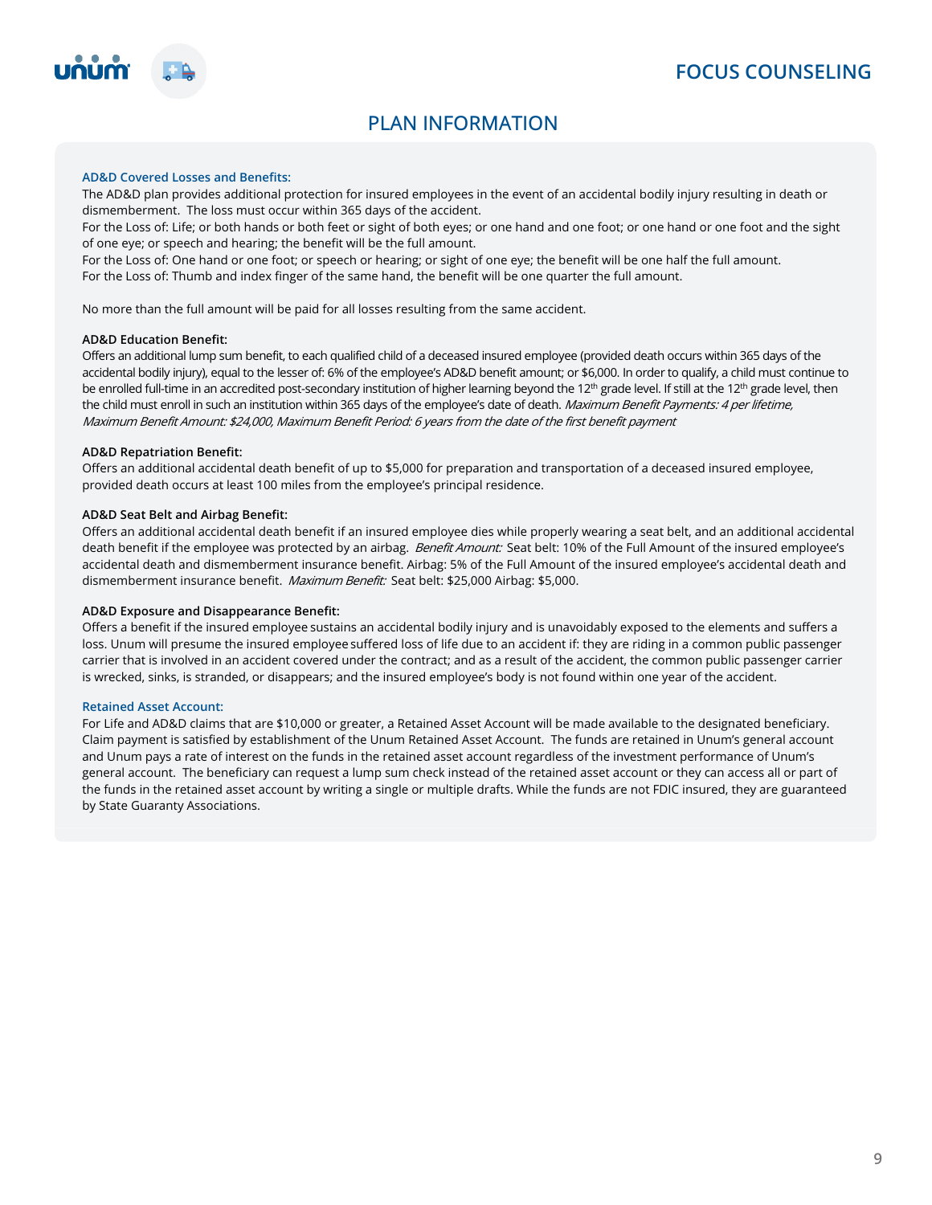# FOCUS COUNSELING

## PLAN INFORMATION

### AD&D Covered Losses and Benefits:

The AD&D plan provides additional protection for insured employees in the event of an accidental bodily injury resulting in death or dismemberment. The loss must occur within 365 days of the accident.

For the Loss of: Life; or both hands or both feet or sight of both eyes; or one hand and one foot; or one hand or one foot and the sight of one eye; or speech and hearing; the benefit will be the full amount.

For the Loss of: One hand or one foot; or speech or hearing; or sight of one eye; the benefit will be one half the full amount.

For the Loss of: Thumb and index finger of the same hand, the benefit will be one quarter the full amount.

No more than the full amount will be paid for all losses resulting from the same accident.

**AD&D Education Benefit:**

Offers an additional lump sum benefit, to each qualified child of a deceased insured employee (provided death occurs within 365 days of the accidental bodily injury), equal to the lesser of: 6% of the employee's AD&D benefit amount; or $6,000. In order to qualify, a child must continue to be enrolled full-time in an accredited post-secondary institution of higher learning beyond the 12th grade level. If still at the 12th grade level, then the child must enroll in such an institution within 365 days of the employee's date of death. *Maximum Benefit Payments: 4 per lifetime, Maximum Benefit Amount: $24,000, Maximum Benefit Period: 6 years from the date of the first benefit payment*

**AD&D Repatriation Benefit:**

Offers an additional accidental death benefit of up to $5,000 for preparation and transportation of a deceased insured employee, provided death occurs at least 100 miles from the employee's principal residence.

**AD&D Seat Belt and Airbag Benefit:**

Offers an additional accidental death benefit if an insured employee dies while properly wearing a seat belt, and an additional accidental death benefit if the employee was protected by an airbag. *Benefit Amount:* Seat belt: 10% of the Full Amount of the insured employee's accidental death and dismemberment insurance benefit. Airbag: 5% of the Full Amount of the insured employee's accidental death and dismemberment insurance benefit. *Maximum Benefit:* Seat belt: $25,000 Airbag: $5,000.

**AD&D Exposure and Disappearance Benefit:**

Offers a benefit if the insured employee sustains an accidental bodily injury and is unavoidably exposed to the elements and suffers a loss. Unum will presume the insured employee suffered loss of life due to an accident if: they are riding in a common public passenger carrier that is involved in an accident covered under the contract; and as a result of the accident, the common public passenger carrier is wrecked, sinks, is stranded, or disappears; and the insured employee's body is not found within one year of the accident.

### Retained Asset Account:

For Life and AD&D claims that are $10,000 or greater, a Retained Asset Account will be made available to the designated beneficiary. Claim payment is satisfied by establishment of the Unum Retained Asset Account. The funds are retained in Unum's general account and Unum pays a rate of interest on the funds in the retained asset account regardless of the investment performance of Unum's general account. The beneficiary can request a lump sum check instead of the retained asset account or they can access all or part of the funds in the retained asset account by writing a single or multiple drafts. While the funds are not FDIC insured, they are guaranteed by State Guaranty Associations.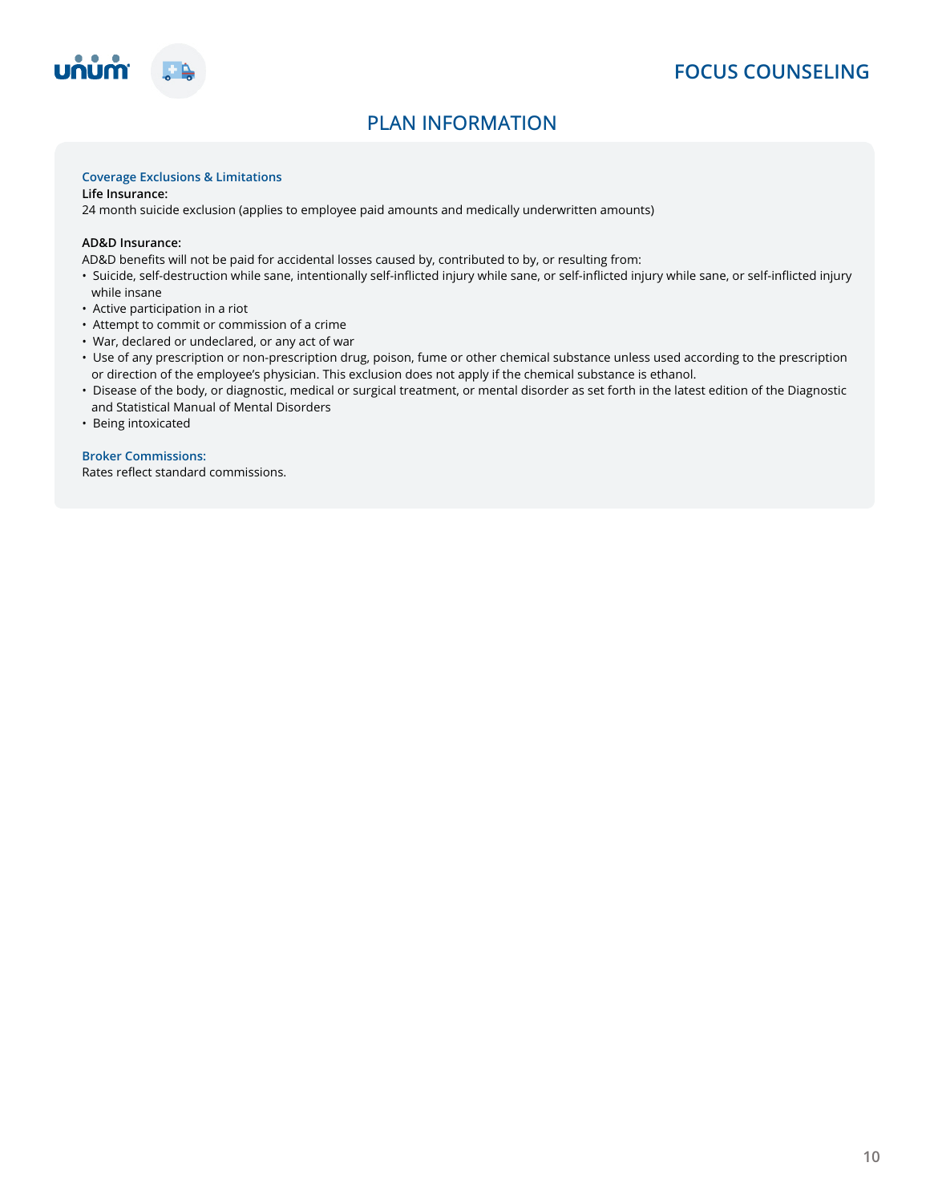# FOCUS COUNSELING

## PLAN INFORMATION

### Coverage Exclusions & Limitations

**Life Insurance:**
24 month suicide exclusion (applies to employee paid amounts and medically underwritten amounts)

**AD&D Insurance:**
AD&D benefits will not be paid for accidental losses caused by, contributed to by, or resulting from:

- Suicide, self-destruction while sane, intentionally self-inflicted injury while sane, or self-inflicted injury while sane, or self-inflicted injury while insane
- Active participation in a riot
- Attempt to commit or commission of a crime
- War, declared or undeclared, or any act of war
- Use of any prescription or non-prescription drug, poison, fume or other chemical substance unless used according to the prescription or direction of the employee's physician. This exclusion does not apply if the chemical substance is ethanol.
- Disease of the body, or diagnostic, medical or surgical treatment, or mental disorder as set forth in the latest edition of the Diagnostic and Statistical Manual of Mental Disorders
- Being intoxicated

### Broker Commissions:

Rates reflect standard commissions.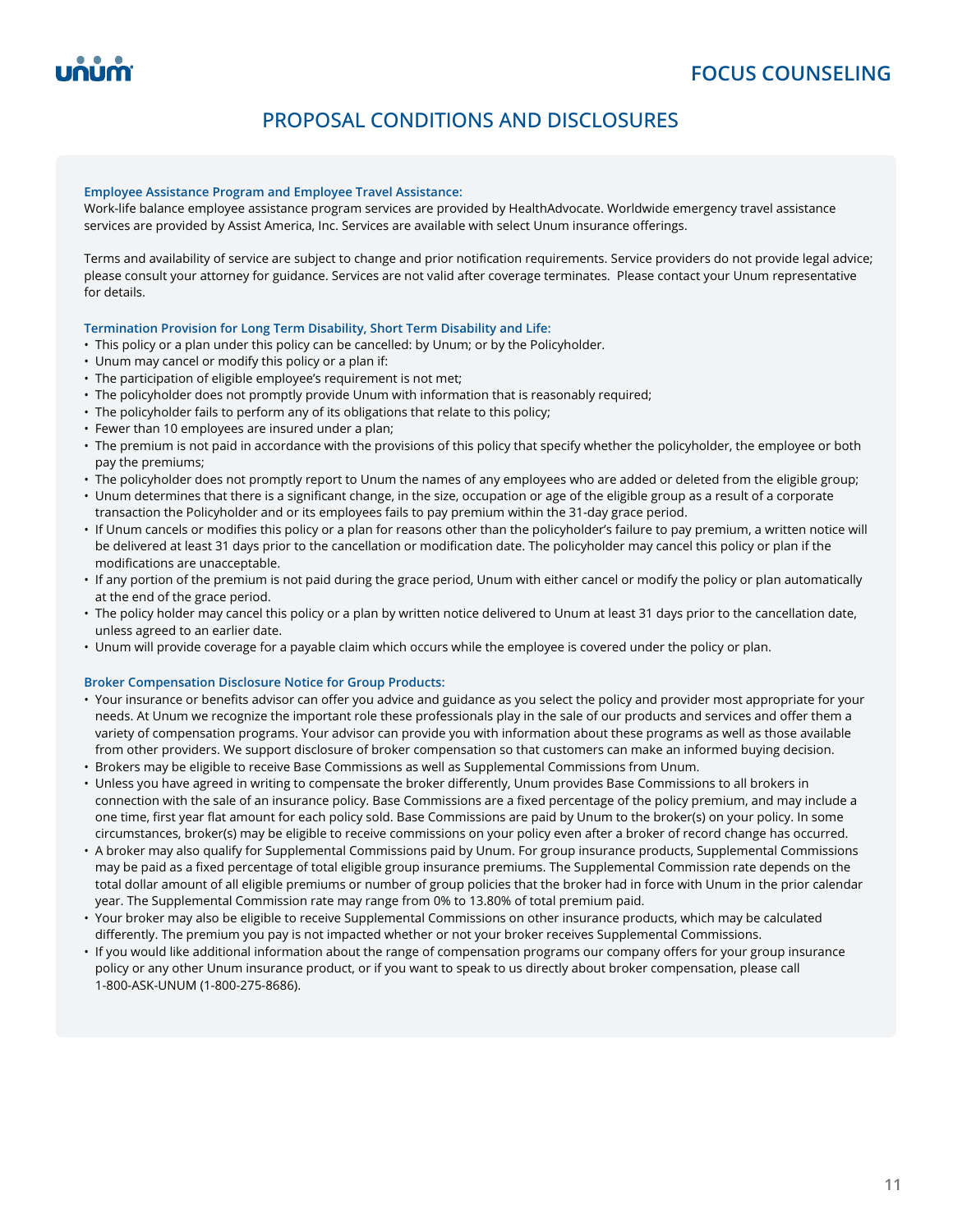# PROPOSAL CONDITIONS AND DISCLOSURES

**Employee Assistance Program and Employee Travel Assistance:**

Work-life balance employee assistance program services are provided by HealthAdvocate. Worldwide emergency travel assistance services are provided by Assist America, Inc. Services are available with select Unum insurance offerings.

Terms and availability of service are subject to change and prior notification requirements. Service providers do not provide legal advice; please consult your attorney for guidance. Services are not valid after coverage terminates. Please contact your Unum representative for details.

**Termination Provision for Long Term Disability, Short Term Disability and Life:**

- This policy or a plan under this policy can be cancelled: by Unum; or by the Policyholder.
- Unum may cancel or modify this policy or a plan if:
- The participation of eligible employee's requirement is not met;
- The policyholder does not promptly provide Unum with information that is reasonably required;
- The policyholder fails to perform any of its obligations that relate to this policy;
- Fewer than 10 employees are insured under a plan;
- The premium is not paid in accordance with the provisions of this policy that specify whether the policyholder, the employee or both pay the premiums;
- The policyholder does not promptly report to Unum the names of any employees who are added or deleted from the eligible group;
- Unum determines that there is a significant change, in the size, occupation or age of the eligible group as a result of a corporate transaction the Policyholder and or its employees fails to pay premium within the 31-day grace period.
- If Unum cancels or modifies this policy or a plan for reasons other than the policyholder's failure to pay premium, a written notice will be delivered at least 31 days prior to the cancellation or modification date. The policyholder may cancel this policy or plan if the modifications are unacceptable.
- If any portion of the premium is not paid during the grace period, Unum with either cancel or modify the policy or plan automatically at the end of the grace period.
- The policy holder may cancel this policy or a plan by written notice delivered to Unum at least 31 days prior to the cancellation date, unless agreed to an earlier date.
- Unum will provide coverage for a payable claim which occurs while the employee is covered under the policy or plan.

**Broker Compensation Disclosure Notice for Group Products:**

- Your insurance or benefits advisor can offer you advice and guidance as you select the policy and provider most appropriate for your needs. At Unum we recognize the important role these professionals play in the sale of our products and services and offer them a variety of compensation programs. Your advisor can provide you with information about these programs as well as those available from other providers. We support disclosure of broker compensation so that customers can make an informed buying decision.
- Brokers may be eligible to receive Base Commissions as well as Supplemental Commissions from Unum.
- Unless you have agreed in writing to compensate the broker differently, Unum provides Base Commissions to all brokers in connection with the sale of an insurance policy. Base Commissions are a fixed percentage of the policy premium, and may include a one time, first year flat amount for each policy sold. Base Commissions are paid by Unum to the broker(s) on your policy. In some circumstances, broker(s) may be eligible to receive commissions on your policy even after a broker of record change has occurred.
- A broker may also qualify for Supplemental Commissions paid by Unum. For group insurance products, Supplemental Commissions may be paid as a fixed percentage of total eligible group insurance premiums. The Supplemental Commission rate depends on the total dollar amount of all eligible premiums or number of group policies that the broker had in force with Unum in the prior calendar year. The Supplemental Commission rate may range from 0% to 13.80% of total premium paid.
- Your broker may also be eligible to receive Supplemental Commissions on other insurance products, which may be calculated differently. The premium you pay is not impacted whether or not your broker receives Supplemental Commissions.
- If you would like additional information about the range of compensation programs our company offers for your group insurance policy or any other Unum insurance product, or if you want to speak to us directly about broker compensation, please call 1-800-ASK-UNUM (1-800-275-8686).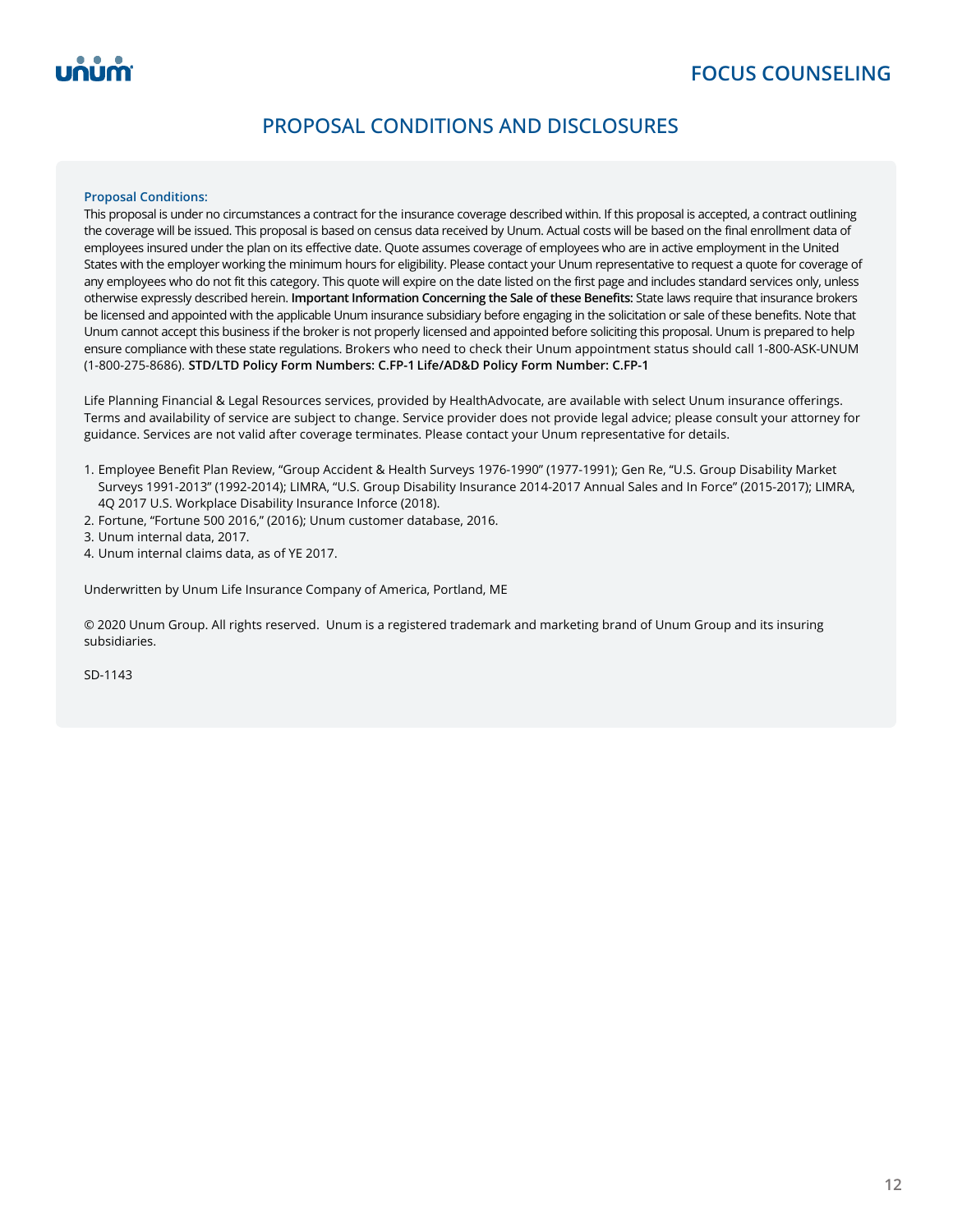# PROPOSAL CONDITIONS AND DISCLOSURES

**Proposal Conditions:**

This proposal is under no circumstances a contract for the insurance coverage described within. If this proposal is accepted, a contract outlining the coverage will be issued. This proposal is based on census data received by Unum. Actual costs will be based on the final enrollment data of employees insured under the plan on its effective date. Quote assumes coverage of employees who are in active employment in the United States with the employer working the minimum hours for eligibility. Please contact your Unum representative to request a quote for coverage of any employees who do not fit this category. This quote will expire on the date listed on the first page and includes standard services only, unless otherwise expressly described herein. **Important Information Concerning the Sale of these Benefits:** State laws require that insurance brokers be licensed and appointed with the applicable Unum insurance subsidiary before engaging in the solicitation or sale of these benefits. Note that Unum cannot accept this business if the broker is not properly licensed and appointed before soliciting this proposal. Unum is prepared to help ensure compliance with these state regulations. Brokers who need to check their Unum appointment status should call 1-800-ASK-UNUM (1-800-275-8686). **STD/LTD Policy Form Numbers: C.FP-1 Life/AD&D Policy Form Number: C.FP-1**

Life Planning Financial & Legal Resources services, provided by HealthAdvocate, are available with select Unum insurance offerings. Terms and availability of service are subject to change. Service provider does not provide legal advice; please consult your attorney for guidance. Services are not valid after coverage terminates. Please contact your Unum representative for details.

1. Employee Benefit Plan Review, "Group Accident & Health Surveys 1976-1990" (1977-1991); Gen Re, "U.S. Group Disability Market Surveys 1991-2013" (1992-2014); LIMRA, "U.S. Group Disability Insurance 2014-2017 Annual Sales and In Force" (2015-2017); LIMRA, 4Q 2017 U.S. Workplace Disability Insurance Inforce (2018).
2. Fortune, "Fortune 500 2016," (2016); Unum customer database, 2016.
3. Unum internal data, 2017.
4. Unum internal claims data, as of YE 2017.

Underwritten by Unum Life Insurance Company of America, Portland, ME

© 2020 Unum Group. All rights reserved. Unum is a registered trademark and marketing brand of Unum Group and its insuring subsidiaries.

SD-1143